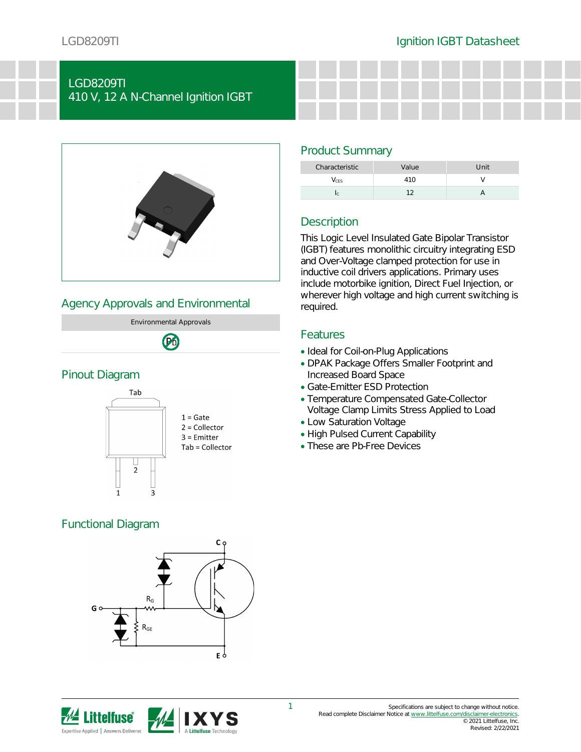# LGD8209TI

## 410 V, 12 A N-Channel Ignition IGBT

## Product Summary

| Characteristic | Value | Unit |
|---|---|---|
| $V_{CES}$ | 410 | V |
| $I_C$ | 12 | A |

## Description

This Logic Level Insulated Gate Bipolar Transistor (IGBT) features monolithic circuitry integrating ESD and Over-Voltage clamped protection for use in inductive coil drivers applications. Primary uses include motorbike ignition, Direct Fuel Injection, or wherever high voltage and high current switching is required.

## Features

- Ideal for Coil-on-Plug Applications
- DPAK Package Offers Smaller Footprint and Increased Board Space
- Gate-Emitter ESD Protection
- Temperature Compensated Gate-Collector Voltage Clamp Limits Stress Applied to Load
- Low Saturation Voltage
- High Pulsed Current Capability
- These are Pb-Free Devices

## Agency Approvals and Environmental

| Environmental Approvals |
|---|
| Pb-Free |

## Pinout Diagram

Tab

1 = Gate
2 = Collector
3 = Emitter
Tab = Collector

## Functional Diagram

C, G, E, $R_G$, $R_{GE}$

Specifications are subject to change without notice.
Read complete Disclaimer Notice at www.littelfuse.com/disclaimer-electronics.
© 2021 Littelfuse, Inc.
Revised: 2/22/2021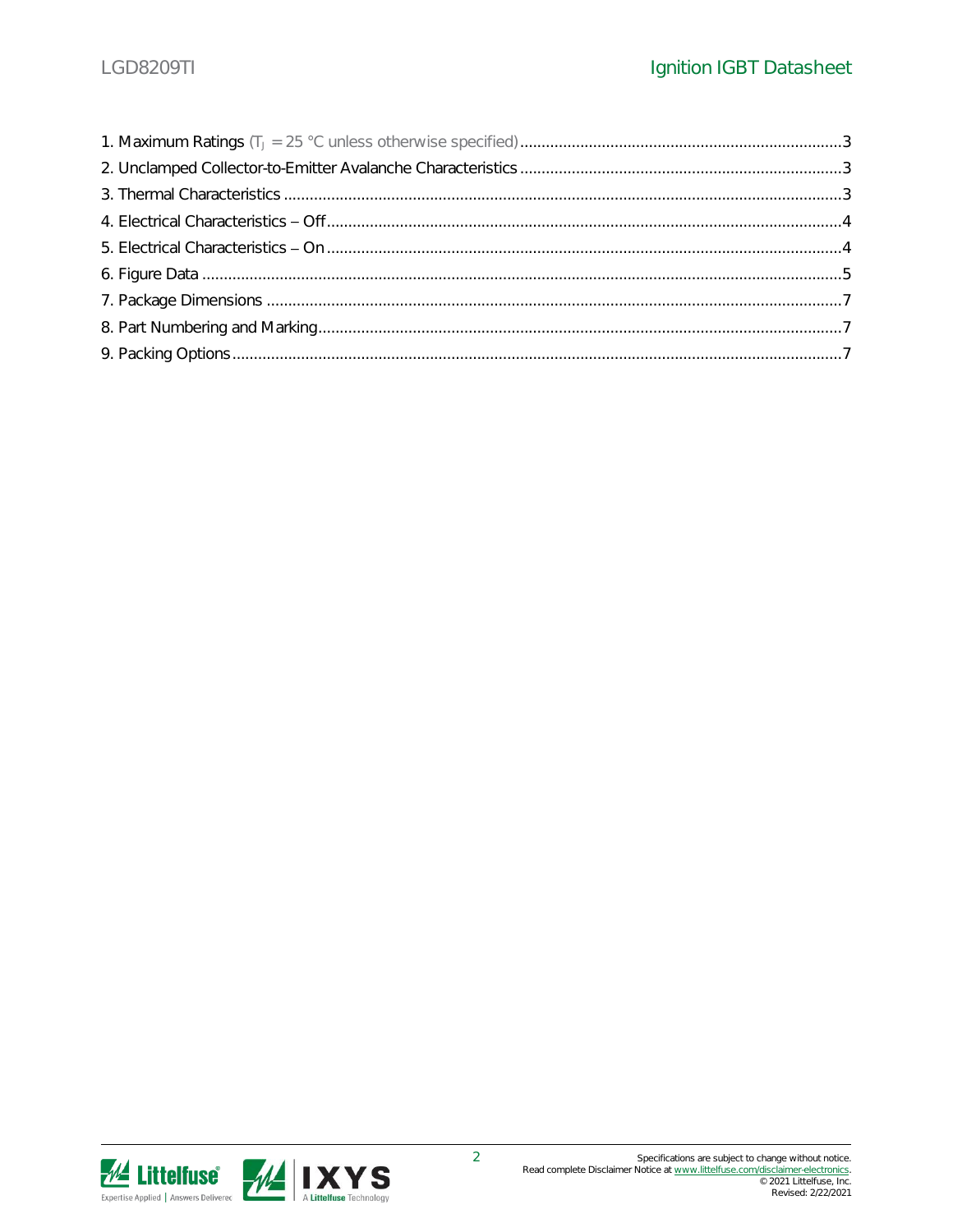1. Maximum Ratings ($T_J$ = 25 °C unless otherwise specified) .......... 3
2. Unclamped Collector-to-Emitter Avalanche Characteristics .......... 3
3. Thermal Characteristics .......... 3
4. Electrical Characteristics – Off .......... 4
5. Electrical Characteristics – On .......... 4
6. Figure Data .......... 5
7. Package Dimensions .......... 7
8. Part Numbering and Marking .......... 7
9. Packing Options .......... 7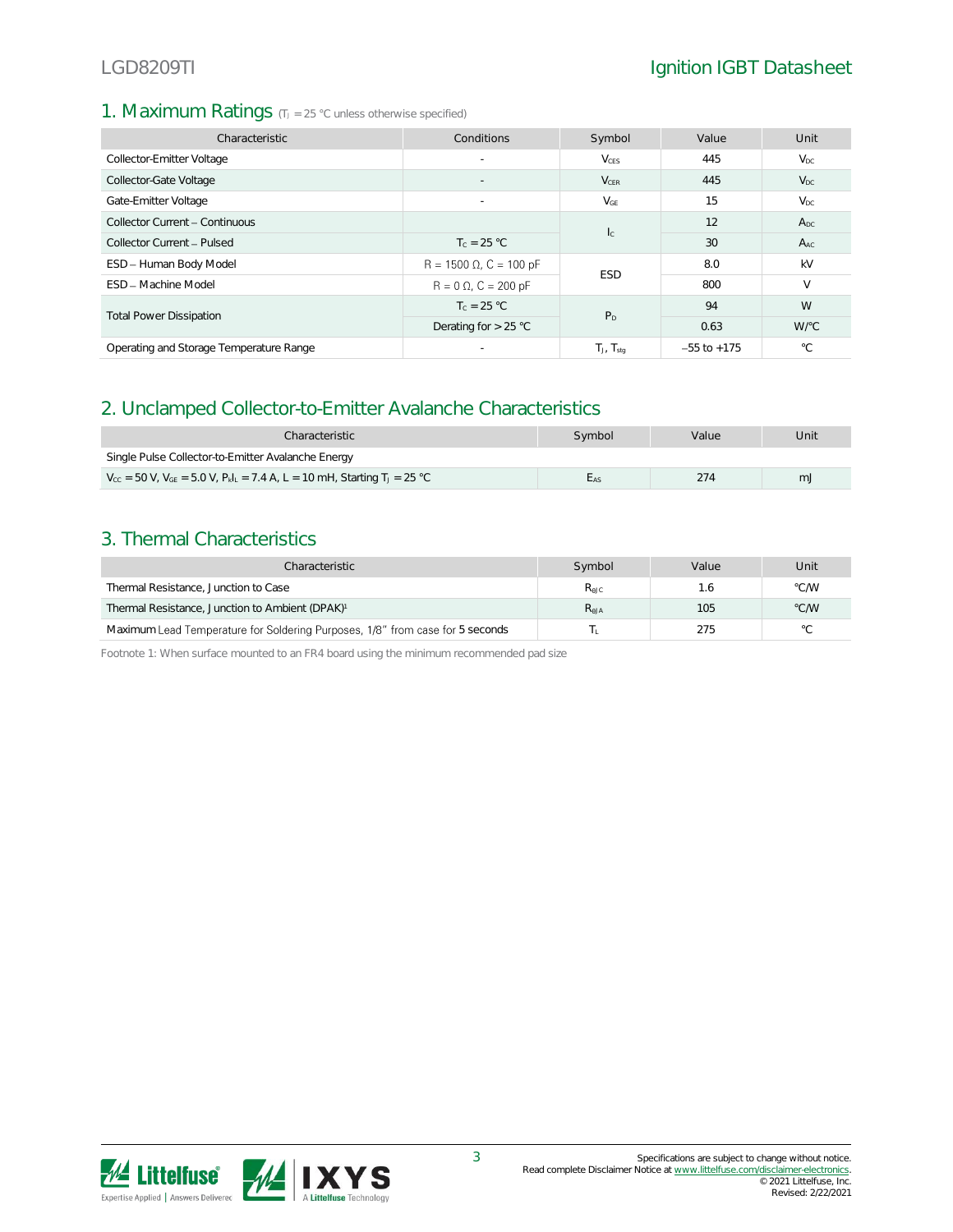## 1. Maximum Ratings ($T_J$ = 25 °C unless otherwise specified)

| Characteristic | Conditions | Symbol | Value | Unit |
|---|---|---|---|---|
| Collector-Emitter Voltage | - | $V_{CES}$ | 445 | $V_{DC}$ |
| Collector-Gate Voltage | - | $V_{CER}$ | 445 | $V_{DC}$ |
| Gate-Emitter Voltage | - | $V_{GE}$ | 15 | $V_{DC}$ |
| Collector Current – Continuous | | $I_C$ | 12 | $A_{DC}$ |
| Collector Current – Pulsed | $T_C$ = 25 °C | | 30 | $A_{AC}$ |
| ESD – Human Body Model | R = 1500 Ω, C = 100 pF | ESD | 8.0 | kV |
| ESD – Machine Model | R = 0 Ω, C = 200 pF | | 800 | V |
| Total Power Dissipation | $T_C$ = 25 °C | $P_D$ | 94 | W |
| | Derating for > 25 °C | | 0.63 | W/°C |
| Operating and Storage Temperature Range | - | $T_J$, $T_{stg}$ | –55 to +175 | °C |

## 2. Unclamped Collector-to-Emitter Avalanche Characteristics

| Characteristic | Symbol | Value | Unit |
|---|---|---|---|
| Single Pulse Collector-to-Emitter Avalanche Energy | | | |
| $V_{CC}$ = 50 V, $V_{GE}$ = 5.0 V, $P_kI_L$ = 7.4 A, L = 10 mH, Starting $T_J$ = 25 °C | $E_{AS}$ | 274 | mJ |

## 3. Thermal Characteristics

| Characteristic | Symbol | Value | Unit |
|---|---|---|---|
| Thermal Resistance, Junction to Case | $R_{\theta JC}$ | 1.6 | °C/W |
| Thermal Resistance, Junction to Ambient (DPAK)[1] | $R_{\theta JA}$ | 105 | °C/W |
| Maximum Lead Temperature for Soldering Purposes, 1/8" from case for 5 seconds | $T_L$ | 275 | °C |

Footnote 1: When surface mounted to an FR4 board using the minimum recommended pad size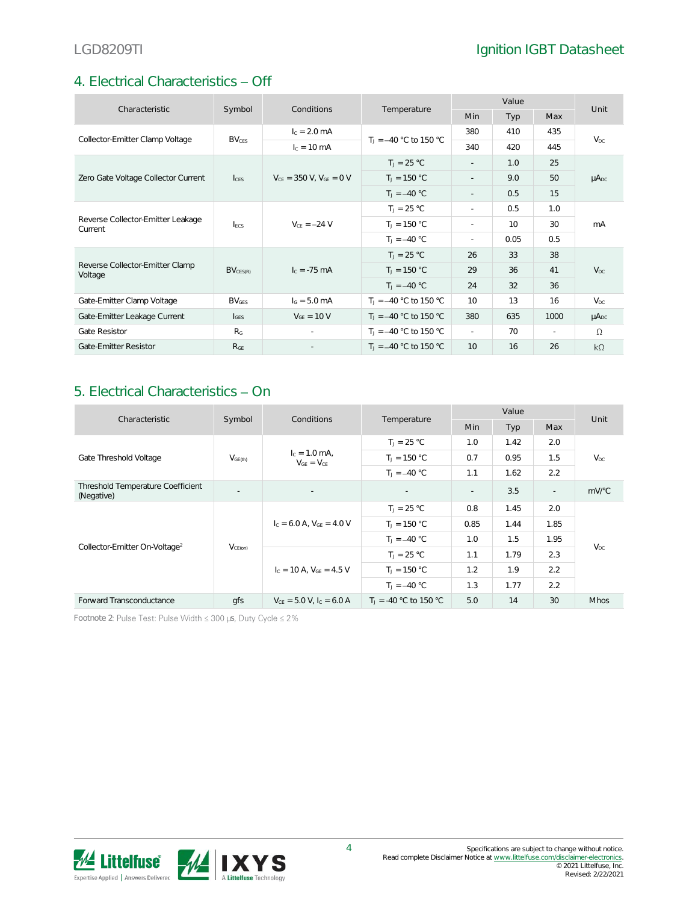## 4. Electrical Characteristics – Off

| Characteristic | Symbol | Conditions | Temperature | Value | | | Unit |
|---|---|---|---|---|---|---|---|
| | | | | Min | Typ | Max | |
| Collector-Emitter Clamp Voltage | $BV_{CES}$ | $I_C = 2.0$ mA | $T_J = -40$ °C to 150 °C | 380 | 410 | 435 | $V_{DC}$ |
| | | $I_C = 10$ mA | | 340 | 420 | 445 | |
| Zero Gate Voltage Collector Current | $I_{CES}$ | $V_{CE} = 350$ V, $V_{GE} = 0$ V | $T_J = 25$ °C | - | 1.0 | 25 | $\mu A_{DC}$ |
| | | | $T_J = 150$ °C | - | 9.0 | 50 | |
| | | | $T_J = -40$ °C | - | 0.5 | 15 | |
| Reverse Collector-Emitter Leakage Current | $I_{ECS}$ | $V_{CE} = -24$ V | $T_J = 25$ °C | - | 0.5 | 1.0 | mA |
| | | | $T_J = 150$ °C | - | 10 | 30 | |
| | | | $T_J = -40$ °C | - | 0.05 | 0.5 | |
| Reverse Collector-Emitter Clamp Voltage | $BV_{CES(R)}$ | $I_C = -75$ mA | $T_J = 25$ °C | 26 | 33 | 38 | $V_{DC}$ |
| | | | $T_J = 150$ °C | 29 | 36 | 41 | |
| | | | $T_J = -40$ °C | 24 | 32 | 36 | |
| Gate-Emitter Clamp Voltage | $BV_{GES}$ | $I_G = 5.0$ mA | $T_J = -40$ °C to 150 °C | 10 | 13 | 16 | $V_{DC}$ |
| Gate-Emitter Leakage Current | $I_{GES}$ | $V_{GE} = 10$ V | $T_J = -40$ °C to 150 °C | 380 | 635 | 1000 | $\mu A_{DC}$ |
| Gate Resistor | $R_G$ | - | $T_J = -40$ °C to 150 °C | - | 70 | - | Ω |
| Gate-Emitter Resistor | $R_{GE}$ | - | $T_J = -40$ °C to 150 °C | 10 | 16 | 26 | kΩ |

## 5. Electrical Characteristics – On

| Characteristic | Symbol | Conditions | Temperature | Value | | | Unit |
|---|---|---|---|---|---|---|---|
| | | | | Min | Typ | Max | |
| Gate Threshold Voltage | $V_{GE(th)}$ | $I_C = 1.0$ mA, $V_{GE} = V_{CE}$ | $T_J = 25$ °C | 1.0 | 1.42 | 2.0 | $V_{DC}$ |
| | | | $T_J = 150$ °C | 0.7 | 0.95 | 1.5 | |
| | | | $T_J = -40$ °C | 1.1 | 1.62 | 2.2 | |
| Threshold Temperature Coefficient (Negative) | - | - | - | - | 3.5 | - | mV/°C |
| Collector-Emitter On-Voltage[2] | $V_{CE(on)}$ | $I_C = 6.0$ A, $V_{GE} = 4.0$ V | $T_J = 25$ °C | 0.8 | 1.45 | 2.0 | $V_{DC}$ |
| | | | $T_J = 150$ °C | 0.85 | 1.44 | 1.85 | |
| | | | $T_J = -40$ °C | 1.0 | 1.5 | 1.95 | |
| | | $I_C = 10$ A, $V_{GE} = 4.5$ V | $T_J = 25$ °C | 1.1 | 1.79 | 2.3 | |
| | | | $T_J = 150$ °C | 1.2 | 1.9 | 2.2 | |
| | | | $T_J = -40$ °C | 1.3 | 1.77 | 2.2 | |
| Forward Transconductance | gfs | $V_{CE} = 5.0$ V, $I_C = 6.0$ A | $T_J = -40$ °C to 150 °C | 5.0 | 14 | 30 | Mhos |

Footnote 2: Pulse Test: Pulse Width ≤ 300 μs, Duty Cycle ≤ 2%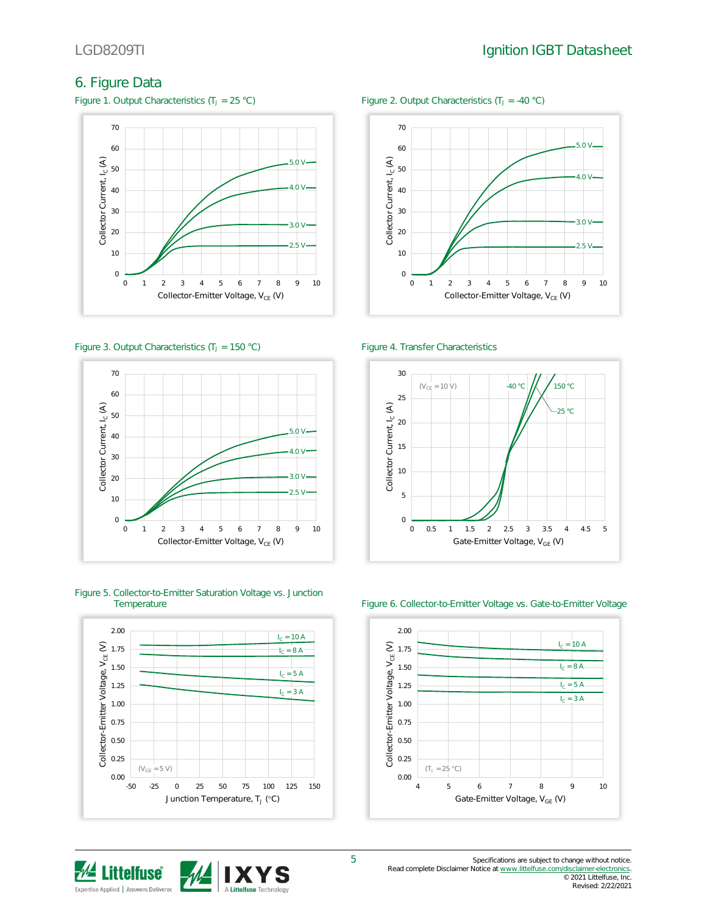## 6. Figure Data

Figure 1. Output Characteristics ($T_J$ = 25 °C)

Figure 2. Output Characteristics ($T_J$ = -40 °C)

Figure 3. Output Characteristics ($T_J$ = 150 °C)

Figure 4. Transfer Characteristics

Figure 5. Collector-to-Emitter Saturation Voltage vs. Junction Temperature

Figure 6. Collector-to-Emitter Voltage vs. Gate-to-Emitter Voltage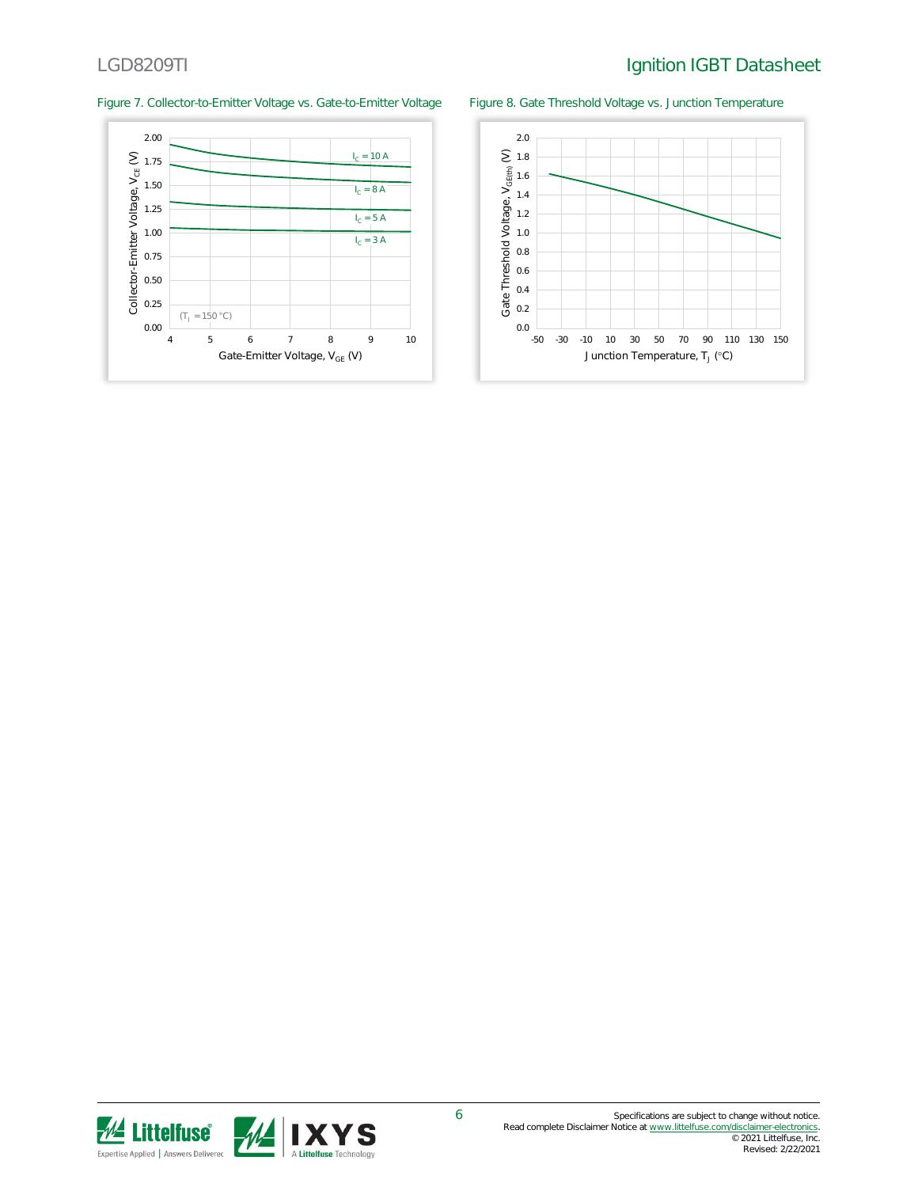Figure 7. Collector-to-Emitter Voltage vs. Gate-to-Emitter Voltage

Figure 8. Gate Threshold Voltage vs. Junction Temperature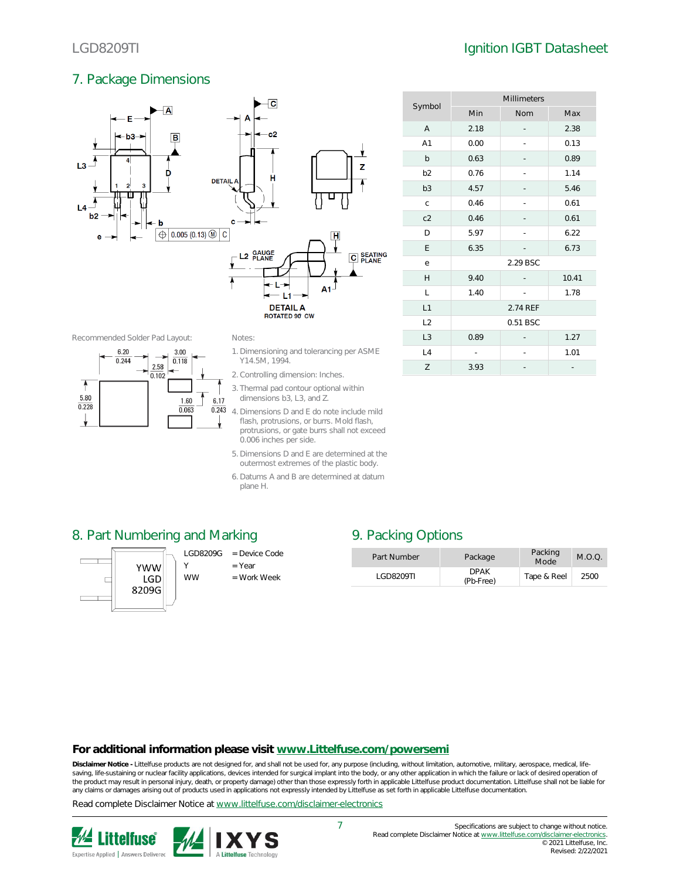## 7. Package Dimensions

| Symbol | Millimeters | | |
|---|---|---|---|
| | Min | Nom | Max |
| A | 2.18 | - | 2.38 |
| A1 | 0.00 | - | 0.13 |
| b | 0.63 | - | 0.89 |
| b2 | 0.76 | - | 1.14 |
| b3 | 4.57 | - | 5.46 |
| c | 0.46 | - | 0.61 |
| c2 | 0.46 | - | 0.61 |
| D | 5.97 | - | 6.22 |
| E | 6.35 | - | 6.73 |
| e | 2.29 BSC | | |
| H | 9.40 | - | 10.41 |
| L | 1.40 | - | 1.78 |
| L1 | 2.74 REF | | |
| L2 | 0.51 BSC | | |
| L3 | 0.89 | - | 1.27 |
| L4 | - | - | 1.01 |
| Z | 3.93 | - | - |

DETAIL A
ROTATED 90° CW

Recommended Solder Pad Layout:

6.20 / 0.244
3.00 / 0.118
2.58 / 0.102
5.80 / 0.228
1.60 / 0.063
6.17 / 0.243

Notes:

1. Dimensioning and tolerancing per ASME Y14.5M, 1994.
2. Controlling dimension: Inches.
3. Thermal pad contour optional within dimensions b3, L3, and Z.
4. Dimensions D and E do note include mild flash, protrusions, or burrs. Mold flash, protrusions, or gate burrs shall not exceed 0.006 inches per side.
5. Dimensions D and E are determined at the outermost extremes of the plastic body.
6. Datums A and B are determined at datum plane H.

## 8. Part Numbering and Marking

YWW
LGD
8209G

| | |
|---|---|
| LGD8209G | = Device Code |
| Y | = Year |
| WW | = Work Week |

## 9. Packing Options

| Part Number | Package | Packing Mode | M.O.Q. |
|---|---|---|---|
| LGD8209TI | DPAK (Pb-Free) | Tape & Reel | 2500 |

**For additional information please visit www.Littelfuse.com/powersemi**

**Disclaimer Notice -** Littelfuse products are not designed for, and shall not be used for, any purpose (including, without limitation, automotive, military, aerospace, medical, life-saving, life-sustaining or nuclear facility applications, devices intended for surgical implant into the body, or any other application in which the failure or lack of desired operation of the product may result in personal injury, death, or property damage) other than those expressly forth in applicable Littelfuse product documentation. Littelfuse shall not be liable for any claims or damages arising out of products used in applications not expressly intended by Littelfuse as set forth in applicable Littelfuse documentation.

Read complete Disclaimer Notice at www.littelfuse.com/disclaimer-electronics

Specifications are subject to change without notice.
Read complete Disclaimer Notice at www.littelfuse.com/disclaimer-electronics.
© 2021 Littelfuse, Inc.
Revised: 2/22/2021